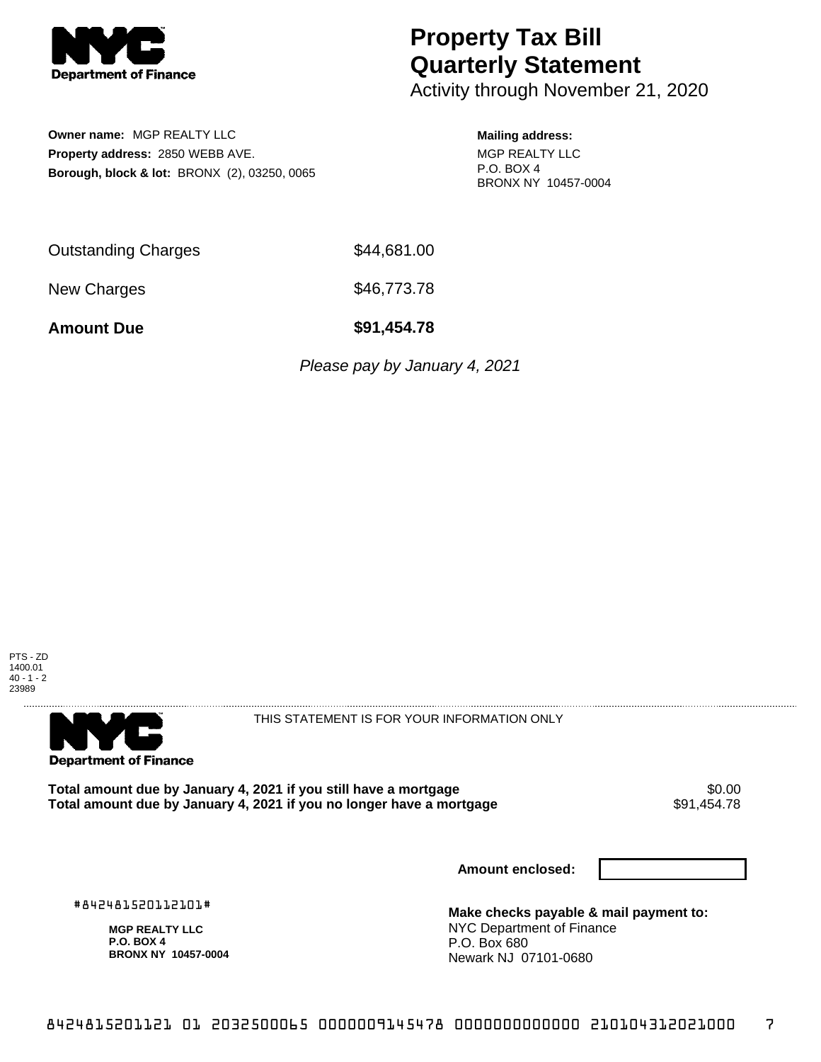NYC Department of Finance

# Property Tax Bill Quarterly Statement

Activity through November 21, 2020

**Owner name:** MGP REALTY LLC
**Property address:** 2850 WEBB AVE.
**Borough, block & lot:** BRONX (2), 03250, 0065

**Mailing address:**
MGP REALTY LLC
P.O. BOX 4
BRONX NY 10457-0004

| | |
|---|---|
| Outstanding Charges | $44,681.00 |
| New Charges | $46,773.78 |
| **Amount Due** | **$91,454.78** |

*Please pay by January 4, 2021*

PTS - ZD
1400.01
40 - 1 - 2
23989

NYC Department of Finance

THIS STATEMENT IS FOR YOUR INFORMATION ONLY

| | |
|---|---|
| **Total amount due by January 4, 2021 if you still have a mortgage** | $0.00 |
| **Total amount due by January 4, 2021 if you no longer have a mortgage** | $91,454.78 |

**Amount enclosed:**

#842481520112101#

**MGP REALTY LLC**
**P.O. BOX 4**
**BRONX NY 10457-0004**

**Make checks payable & mail payment to:**
NYC Department of Finance
P.O. Box 680
Newark NJ 07101-0680

8424815201121 01 2032500065 0000009145478 0000000000000 210104312021000 7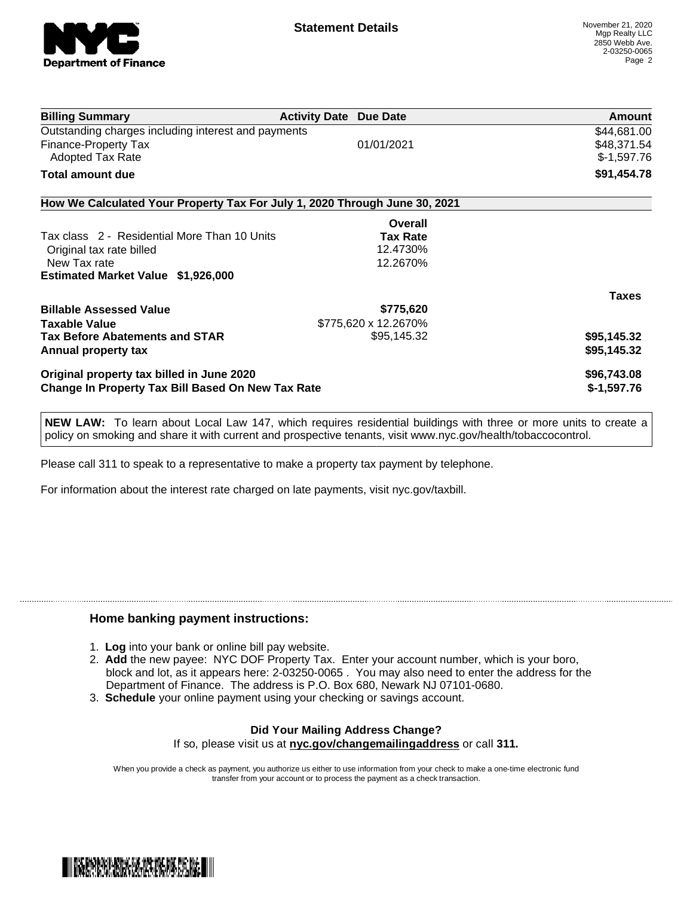# Statement Details

November 21, 2020
Mgp Realty LLC
2850 Webb Ave.
2-03250-0065

| Billing Summary | Activity Date | Due Date | Amount |
| --- | --- | --- | --- |
| Outstanding charges including interest and payments | | | $44,681.00 |
| Finance-Property Tax | | 01/01/2021 | $48,371.54 |
| Adopted Tax Rate | | | $-1,597.76 |
| **Total amount due** | | | **$91,454.78** |

## How We Calculated Your Property Tax For July 1, 2020 Through June 30, 2021

| | Overall Tax Rate | |
| --- | --- | --- |
| Tax class 2 - Residential More Than 10 Units | | |
| Original tax rate billed | 12.4730% | |
| New Tax rate | 12.2670% | |
| **Estimated Market Value $1,926,000** | | |
| | | **Taxes** |
| **Billable Assessed Value** | **$775,620** | |
| **Taxable Value** | $775,620 x 12.2670% | |
| **Tax Before Abatements and STAR** | $95,145.32 | **$95,145.32** |
| **Annual property tax** | | **$95,145.32** |
| **Original property tax billed in June 2020** | | **$96,743.08** |
| **Change In Property Tax Bill Based On New Tax Rate** | | **$-1,597.76** |

**NEW LAW:** To learn about Local Law 147, which requires residential buildings with three or more units to create a policy on smoking and share it with current and prospective tenants, visit www.nyc.gov/health/tobaccocontrol.

Please call 311 to speak to a representative to make a property tax payment by telephone.

For information about the interest rate charged on late payments, visit nyc.gov/taxbill.

### Home banking payment instructions:

1. **Log** into your bank or online bill pay website.
2. **Add** the new payee: NYC DOF Property Tax. Enter your account number, which is your boro, block and lot, as it appears here: 2-03250-0065 . You may also need to enter the address for the Department of Finance. The address is P.O. Box 680, Newark NJ 07101-0680.
3. **Schedule** your online payment using your checking or savings account.

**Did Your Mailing Address Change?**
If so, please visit us at **nyc.gov/changemailingaddress** or call **311.**

When you provide a check as payment, you authorize us either to use information from your check to make a one-time electronic fund transfer from your account or to process the payment as a check transaction.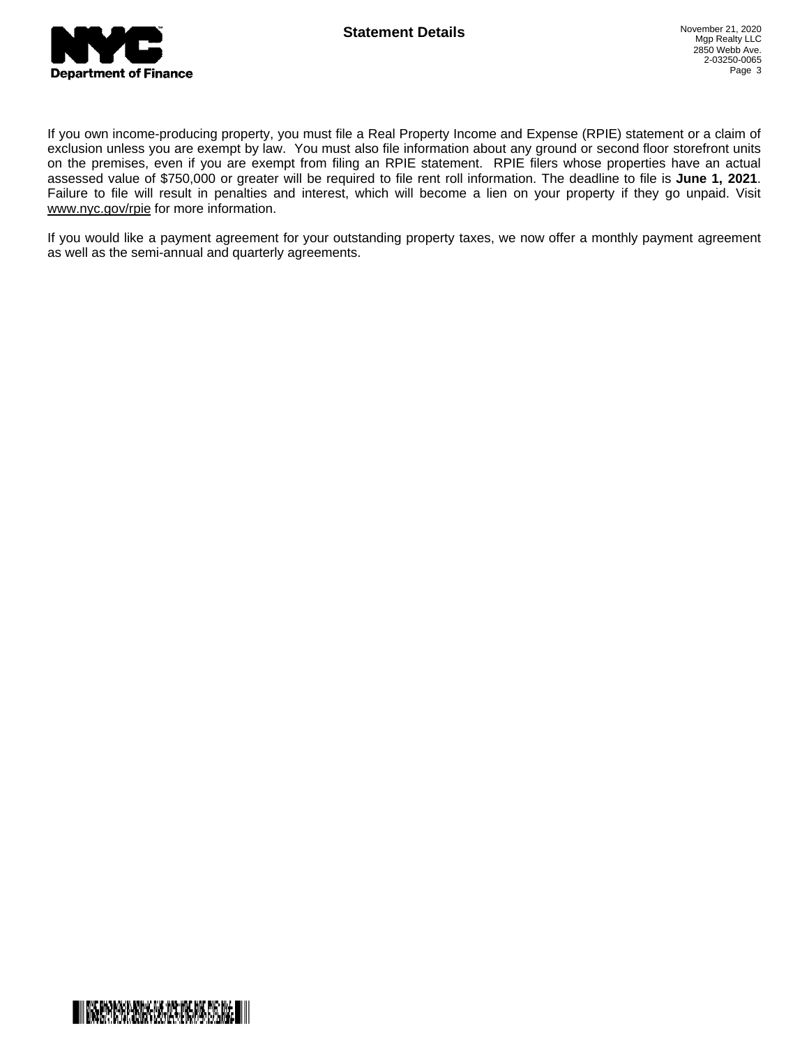If you own income-producing property, you must file a Real Property Income and Expense (RPIE) statement or a claim of exclusion unless you are exempt by law. You must also file information about any ground or second floor storefront units on the premises, even if you are exempt from filing an RPIE statement. RPIE filers whose properties have an actual assessed value of $750,000 or greater will be required to file rent roll information. The deadline to file is **June 1, 2021**. Failure to file will result in penalties and interest, which will become a lien on your property if they go unpaid. Visit www.nyc.gov/rpie for more information.

If you would like a payment agreement for your outstanding property taxes, we now offer a monthly payment agreement as well as the semi-annual and quarterly agreements.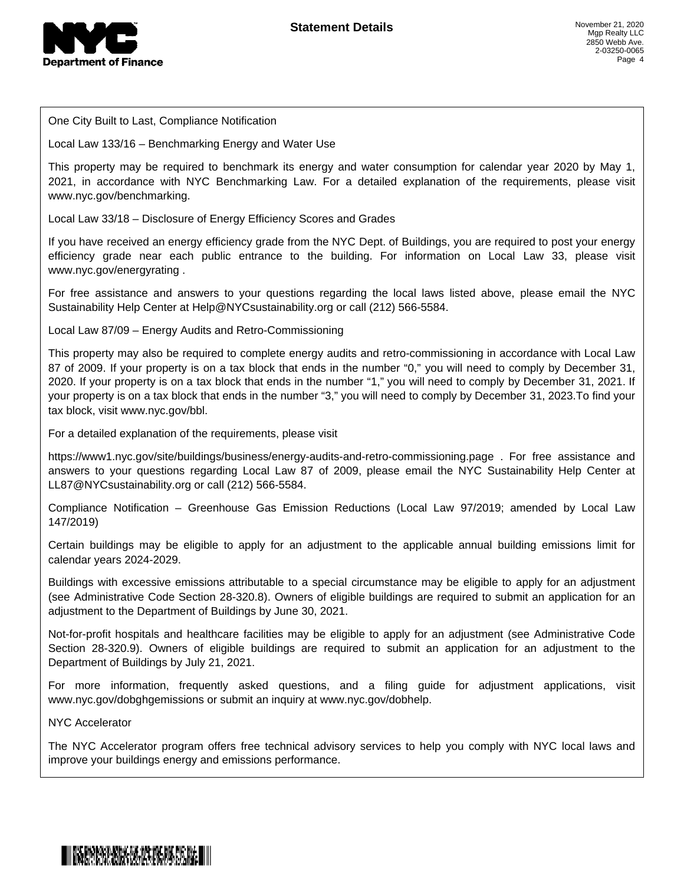One City Built to Last, Compliance Notification

Local Law 133/16 – Benchmarking Energy and Water Use

This property may be required to benchmark its energy and water consumption for calendar year 2020 by May 1, 2021, in accordance with NYC Benchmarking Law. For a detailed explanation of the requirements, please visit www.nyc.gov/benchmarking.

Local Law 33/18 – Disclosure of Energy Efficiency Scores and Grades

If you have received an energy efficiency grade from the NYC Dept. of Buildings, you are required to post your energy efficiency grade near each public entrance to the building. For information on Local Law 33, please visit www.nyc.gov/energyrating .

For free assistance and answers to your questions regarding the local laws listed above, please email the NYC Sustainability Help Center at Help@NYCsustainability.org or call (212) 566-5584.

Local Law 87/09 – Energy Audits and Retro-Commissioning

This property may also be required to complete energy audits and retro-commissioning in accordance with Local Law 87 of 2009. If your property is on a tax block that ends in the number "0," you will need to comply by December 31, 2020. If your property is on a tax block that ends in the number "1," you will need to comply by December 31, 2021. If your property is on a tax block that ends in the number "3," you will need to comply by December 31, 2023.To find your tax block, visit www.nyc.gov/bbl.

For a detailed explanation of the requirements, please visit

https://www1.nyc.gov/site/buildings/business/energy-audits-and-retro-commissioning.page . For free assistance and answers to your questions regarding Local Law 87 of 2009, please email the NYC Sustainability Help Center at LL87@NYCsustainability.org or call (212) 566-5584.

Compliance Notification – Greenhouse Gas Emission Reductions (Local Law 97/2019; amended by Local Law 147/2019)

Certain buildings may be eligible to apply for an adjustment to the applicable annual building emissions limit for calendar years 2024-2029.

Buildings with excessive emissions attributable to a special circumstance may be eligible to apply for an adjustment (see Administrative Code Section 28-320.8). Owners of eligible buildings are required to submit an application for an adjustment to the Department of Buildings by June 30, 2021.

Not-for-profit hospitals and healthcare facilities may be eligible to apply for an adjustment (see Administrative Code Section 28-320.9). Owners of eligible buildings are required to submit an application for an adjustment to the Department of Buildings by July 21, 2021.

For more information, frequently asked questions, and a filing guide for adjustment applications, visit www.nyc.gov/dobghgemissions or submit an inquiry at www.nyc.gov/dobhelp.

NYC Accelerator

The NYC Accelerator program offers free technical advisory services to help you comply with NYC local laws and improve your buildings energy and emissions performance.